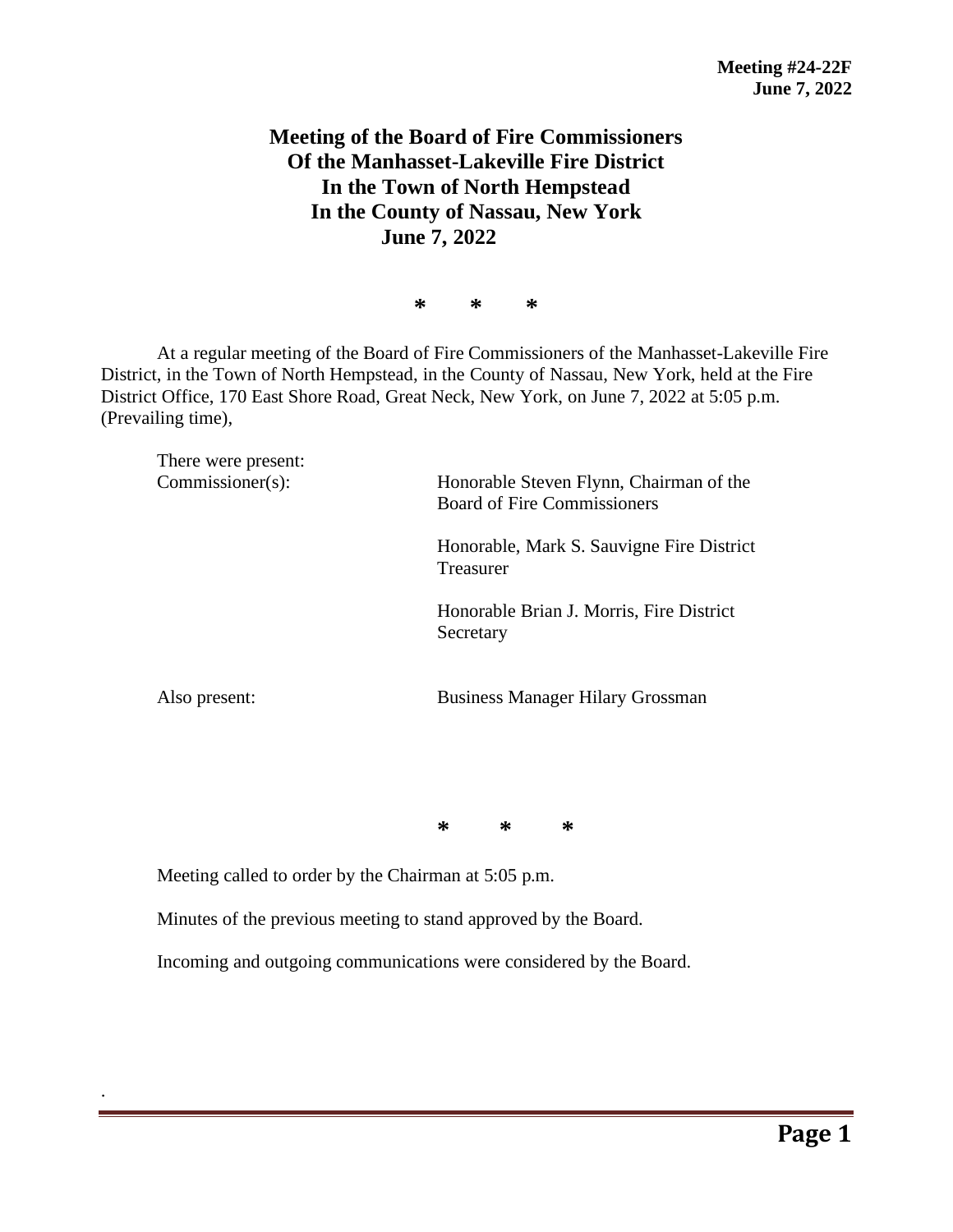**Meeting #24-22F**
**June 7, 2022**

# Meeting of the Board of Fire Commissioners Of the Manhasset-Lakeville Fire District In the Town of North Hempstead In the County of Nassau, New York June 7, 2022

\* \* \*

At a regular meeting of the Board of Fire Commissioners of the Manhasset-Lakeville Fire District, in the Town of North Hempstead, in the County of Nassau, New York, held at the Fire District Office, 170 East Shore Road, Great Neck, New York, on June 7, 2022 at 5:05 p.m. (Prevailing time),

| There were present: | |
|---|---|
| Commissioner(s): | Honorable Steven Flynn, Chairman of the Board of Fire Commissioners |
| | Honorable, Mark S. Sauvigne Fire District Treasurer |
| | Honorable Brian J. Morris, Fire District Secretary |
| Also present: | Business Manager Hilary Grossman |

\* \* \*

Meeting called to order by the Chairman at 5:05 p.m.

Minutes of the previous meeting to stand approved by the Board.

Incoming and outgoing communications were considered by the Board.

.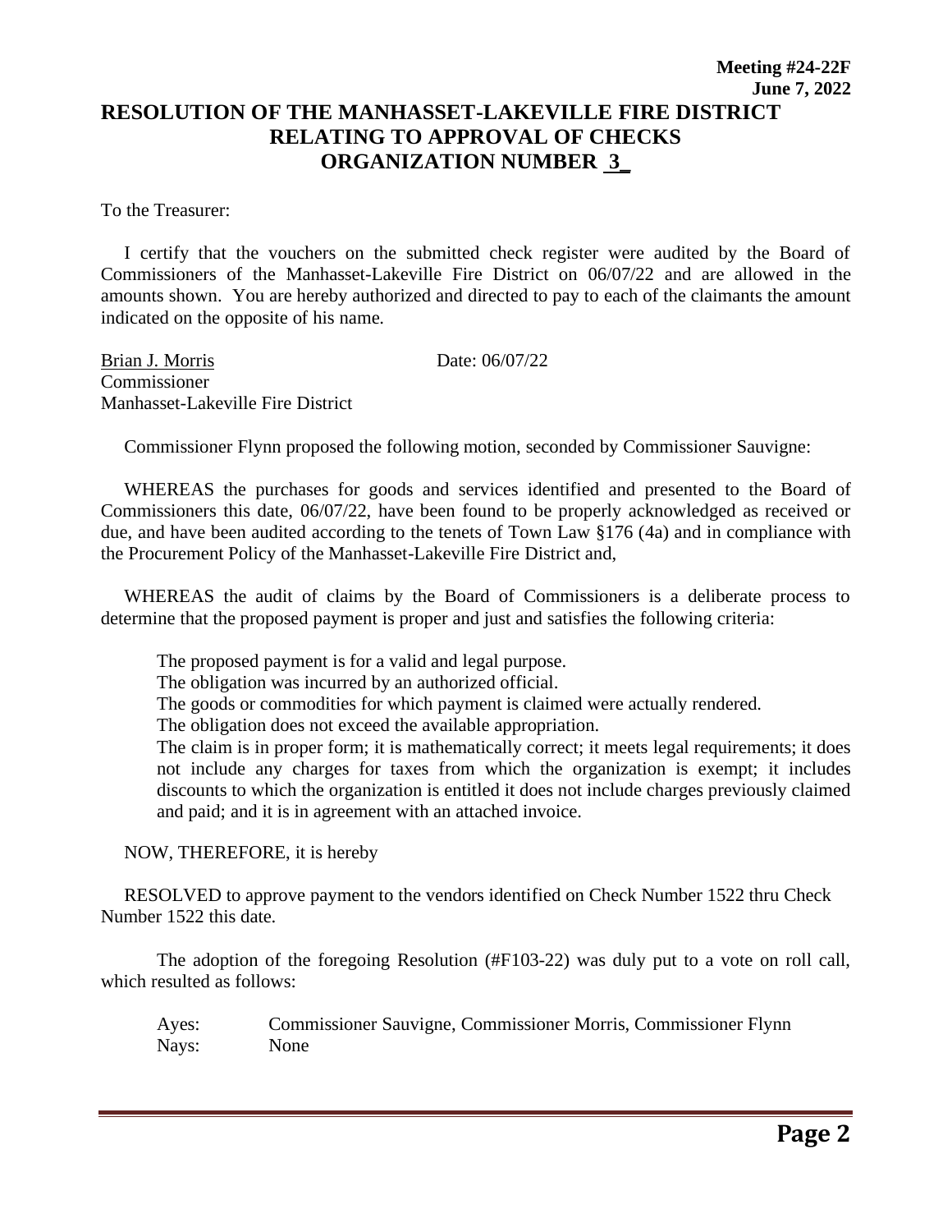**Meeting #24-22F**
**June 7, 2022**

# RESOLUTION OF THE MANHASSET-LAKEVILLE FIRE DISTRICT RELATING TO APPROVAL OF CHECKS ORGANIZATION NUMBER 3_

To the Treasurer:

I certify that the vouchers on the submitted check register were audited by the Board of Commissioners of the Manhasset-Lakeville Fire District on 06/07/22 and are allowed in the amounts shown. You are hereby authorized and directed to pay to each of the claimants the amount indicated on the opposite of his name.

Brian J. Morris
Commissioner
Manhasset-Lakeville Fire District

Date: 06/07/22

Commissioner Flynn proposed the following motion, seconded by Commissioner Sauvigne:

WHEREAS the purchases for goods and services identified and presented to the Board of Commissioners this date, 06/07/22, have been found to be properly acknowledged as received or due, and have been audited according to the tenets of Town Law §176 (4a) and in compliance with the Procurement Policy of the Manhasset-Lakeville Fire District and,

WHEREAS the audit of claims by the Board of Commissioners is a deliberate process to determine that the proposed payment is proper and just and satisfies the following criteria:

The proposed payment is for a valid and legal purpose.
The obligation was incurred by an authorized official.
The goods or commodities for which payment is claimed were actually rendered.
The obligation does not exceed the available appropriation.
The claim is in proper form; it is mathematically correct; it meets legal requirements; it does not include any charges for taxes from which the organization is exempt; it includes discounts to which the organization is entitled it does not include charges previously claimed and paid; and it is in agreement with an attached invoice.

NOW, THEREFORE, it is hereby

RESOLVED to approve payment to the vendors identified on Check Number 1522 thru Check Number 1522 this date.

The adoption of the foregoing Resolution (#F103-22) was duly put to a vote on roll call, which resulted as follows:

Ayes: Commissioner Sauvigne, Commissioner Morris, Commissioner Flynn
Nays: None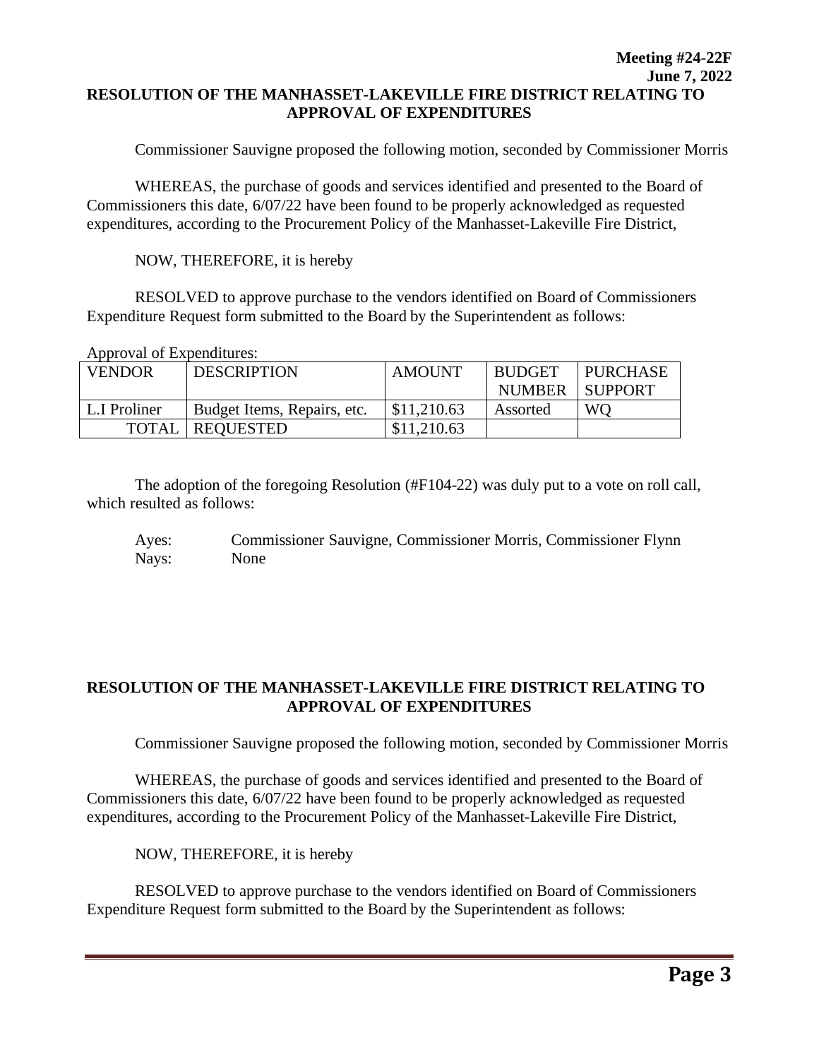**Meeting #24-22F**
**June 7, 2022**

**RESOLUTION OF THE MANHASSET-LAKEVILLE FIRE DISTRICT RELATING TO APPROVAL OF EXPENDITURES**

Commissioner Sauvigne proposed the following motion, seconded by Commissioner Morris

WHEREAS, the purchase of goods and services identified and presented to the Board of Commissioners this date, 6/07/22 have been found to be properly acknowledged as requested expenditures, according to the Procurement Policy of the Manhasset-Lakeville Fire District,

NOW, THEREFORE, it is hereby

RESOLVED to approve purchase to the vendors identified on Board of Commissioners Expenditure Request form submitted to the Board by the Superintendent as follows:

Approval of Expenditures:

| VENDOR | DESCRIPTION | AMOUNT | BUDGET NUMBER | PURCHASE SUPPORT |
|---|---|---|---|---|
| L.I Proliner | Budget Items, Repairs, etc. | $11,210.63 | Assorted | WQ |
| TOTAL | REQUESTED | $11,210.63 | | |

The adoption of the foregoing Resolution (#F104-22) was duly put to a vote on roll call, which resulted as follows:

Ayes: Commissioner Sauvigne, Commissioner Morris, Commissioner Flynn
Nays: None

**RESOLUTION OF THE MANHASSET-LAKEVILLE FIRE DISTRICT RELATING TO APPROVAL OF EXPENDITURES**

Commissioner Sauvigne proposed the following motion, seconded by Commissioner Morris

WHEREAS, the purchase of goods and services identified and presented to the Board of Commissioners this date, 6/07/22 have been found to be properly acknowledged as requested expenditures, according to the Procurement Policy of the Manhasset-Lakeville Fire District,

NOW, THEREFORE, it is hereby

RESOLVED to approve purchase to the vendors identified on Board of Commissioners Expenditure Request form submitted to the Board by the Superintendent as follows: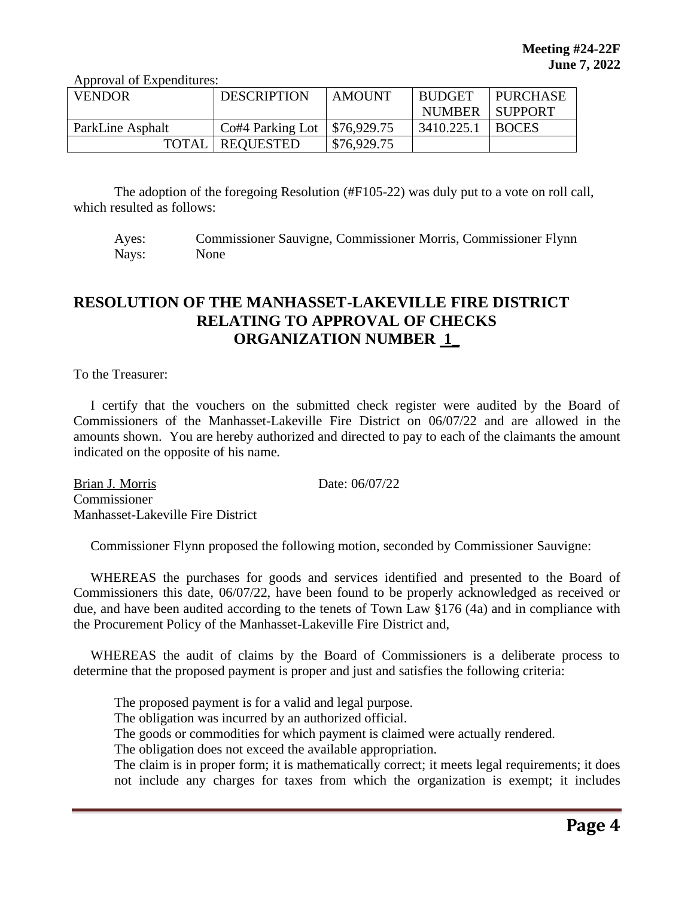Approval of Expenditures:

| VENDOR | DESCRIPTION | AMOUNT | BUDGET NUMBER | PURCHASE SUPPORT |
|---|---|---|---|---|
| ParkLine Asphalt | Co#4 Parking Lot | $76,929.75 | 3410.225.1 | BOCES |
| TOTAL | REQUESTED | $76,929.75 | | |

The adoption of the foregoing Resolution (#F105-22) was duly put to a vote on roll call, which resulted as follows:

Ayes: Commissioner Sauvigne, Commissioner Morris, Commissioner Flynn
Nays: None

## RESOLUTION OF THE MANHASSET-LAKEVILLE FIRE DISTRICT RELATING TO APPROVAL OF CHECKS ORGANIZATION NUMBER 1

To the Treasurer:

I certify that the vouchers on the submitted check register were audited by the Board of Commissioners of the Manhasset-Lakeville Fire District on 06/07/22 and are allowed in the amounts shown. You are hereby authorized and directed to pay to each of the claimants the amount indicated on the opposite of his name.

Brian J. Morris Date: 06/07/22
Commissioner
Manhasset-Lakeville Fire District

Commissioner Flynn proposed the following motion, seconded by Commissioner Sauvigne:

WHEREAS the purchases for goods and services identified and presented to the Board of Commissioners this date, 06/07/22, have been found to be properly acknowledged as received or due, and have been audited according to the tenets of Town Law §176 (4a) and in compliance with the Procurement Policy of the Manhasset-Lakeville Fire District and,

WHEREAS the audit of claims by the Board of Commissioners is a deliberate process to determine that the proposed payment is proper and just and satisfies the following criteria:

The proposed payment is for a valid and legal purpose.
The obligation was incurred by an authorized official.
The goods or commodities for which payment is claimed were actually rendered.
The obligation does not exceed the available appropriation.
The claim is in proper form; it is mathematically correct; it meets legal requirements; it does not include any charges for taxes from which the organization is exempt; it includes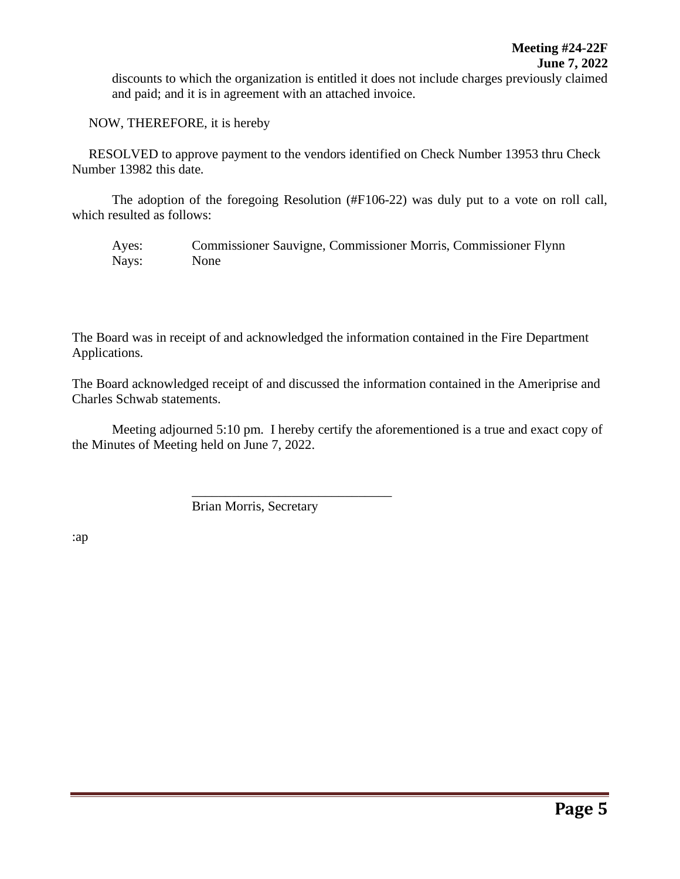discounts to which the organization is entitled it does not include charges previously claimed and paid; and it is in agreement with an attached invoice.

NOW, THEREFORE, it is hereby

RESOLVED to approve payment to the vendors identified on Check Number 13953 thru Check Number 13982 this date.

The adoption of the foregoing Resolution (#F106-22) was duly put to a vote on roll call, which resulted as follows:

Ayes: Commissioner Sauvigne, Commissioner Morris, Commissioner Flynn
Nays: None

The Board was in receipt of and acknowledged the information contained in the Fire Department Applications.

The Board acknowledged receipt of and discussed the information contained in the Ameriprise and Charles Schwab statements.

Meeting adjourned 5:10 pm. I hereby certify the aforementioned is a true and exact copy of the Minutes of Meeting held on June 7, 2022.

______________________________
Brian Morris, Secretary

:ap